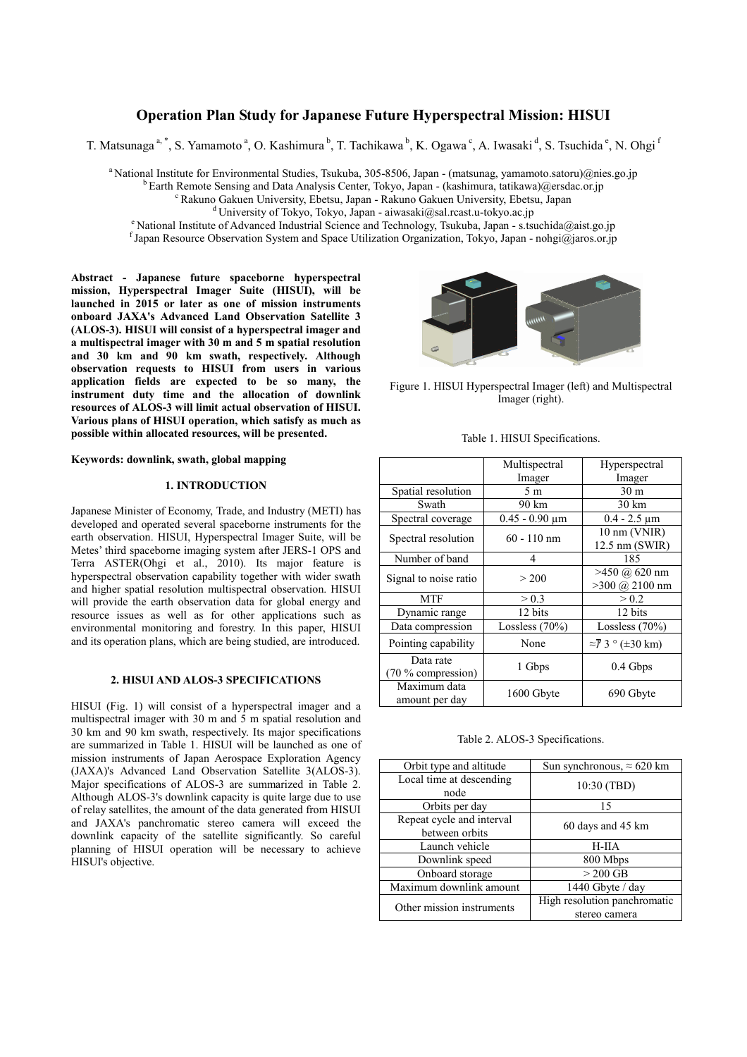# Operation Plan Study for Japanese Future Hyperspectral Mission: HISUI

T. Matsunaga [a, *], S. Yamamoto [a], O. Kashimura [b], T. Tachikawa [b], K. Ogawa [c], A. Iwasaki [d], S. Tsuchida [e], N. Ohgi [f]

[a] National Institute for Environmental Studies, Tsukuba, 305-8506, Japan - (matsunag, yamamoto.satoru)@nies.go.jp
[b] Earth Remote Sensing and Data Analysis Center, Tokyo, Japan - (kashimura, tatikawa)@ersdac.or.jp
[c] Rakuno Gakuen University, Ebetsu, Japan - Rakuno Gakuen University, Ebetsu, Japan
[d] University of Tokyo, Tokyo, Japan - aiwasaki@sal.rcast.u-tokyo.ac.jp
[e] National Institute of Advanced Industrial Science and Technology, Tsukuba, Japan - s.tsuchida@aist.go.jp
[f] Japan Resource Observation System and Space Utilization Organization, Tokyo, Japan - nohgi@jaros.or.jp

**Abstract - Japanese future spaceborne hyperspectral mission, Hyperspectral Imager Suite (HISUI), will be launched in 2015 or later as one of mission instruments onboard JAXA's Advanced Land Observation Satellite 3 (ALOS-3). HISUI will consist of a hyperspectral imager and a multispectral imager with 30 m and 5 m spatial resolution and 30 km and 90 km swath, respectively. Although observation requests to HISUI from users in various application fields are expected to be so many, the instrument duty time and the allocation of downlink resources of ALOS-3 will limit actual observation of HISUI. Various plans of HISUI operation, which satisfy as much as possible within allocated resources, will be presented.**

**Keywords: downlink, swath, global mapping**

## 1. INTRODUCTION

Japanese Minister of Economy, Trade, and Industry (METI) has developed and operated several spaceborne instruments for the earth observation. HISUI, Hyperspectral Imager Suite, will be Metes' third spaceborne imaging system after JERS-1 OPS and Terra ASTER(Ohgi et al., 2010). Its major feature is hyperspectral observation capability together with wider swath and higher spatial resolution multispectral observation. HISUI will provide the earth observation data for global energy and resource issues as well as for other applications such as environmental monitoring and forestry. In this paper, HISUI and its operation plans, which are being studied, are introduced.

## 2. HISUI AND ALOS-3 SPECIFICATIONS

HISUI (Fig. 1) will consist of a hyperspectral imager and a multispectral imager with 30 m and 5 m spatial resolution and 30 km and 90 km swath, respectively. Its major specifications are summarized in Table 1. HISUI will be launched as one of mission instruments of Japan Aerospace Exploration Agency (JAXA)'s Advanced Land Observation Satellite 3(ALOS-3). Major specifications of ALOS-3 are summarized in Table 2. Although ALOS-3's downlink capacity is quite large due to use of relay satellites, the amount of the data generated from HISUI and JAXA's panchromatic stereo camera will exceed the downlink capacity of the satellite significantly. So careful planning of HISUI operation will be necessary to achieve HISUI's objective.

Figure 1. HISUI Hyperspectral Imager (left) and Multispectral Imager (right).

Table 1. HISUI Specifications.

| | Multispectral Imager | Hyperspectral Imager |
|---|---|---|
| Spatial resolution | 5 m | 30 m |
| Swath | 90 km | 30 km |
| Spectral coverage | 0.45 - 0.90 μm | 0.4 - 2.5 μm |
| Spectral resolution | 60 - 110 nm | 10 nm (VNIR) 12.5 nm (SWIR) |
| Number of band | 4 | 185 |
| Signal to noise ratio | > 200 | >450 @ 620 nm >300 @ 2100 nm |
| MTF | > 0.3 | > 0.2 |
| Dynamic range | 12 bits | 12 bits |
| Data compression | Lossless (70%) | Lossless (70%) |
| Pointing capability | None | ≈7 3 ° (±30 km) |
| Data rate (70 % compression) | 1 Gbps | 0.4 Gbps |
| Maximum data amount per day | 1600 Gbyte | 690 Gbyte |

Table 2. ALOS-3 Specifications.

| | |
|---|---|
| Orbit type and altitude | Sun synchronous, ≈ 620 km |
| Local time at descending node | 10:30 (TBD) |
| Orbits per day | 15 |
| Repeat cycle and interval between orbits | 60 days and 45 km |
| Launch vehicle | H-IIA |
| Downlink speed | 800 Mbps |
| Onboard storage | > 200 GB |
| Maximum downlink amount | 1440 Gbyte / day |
| Other mission instruments | High resolution panchromatic stereo camera |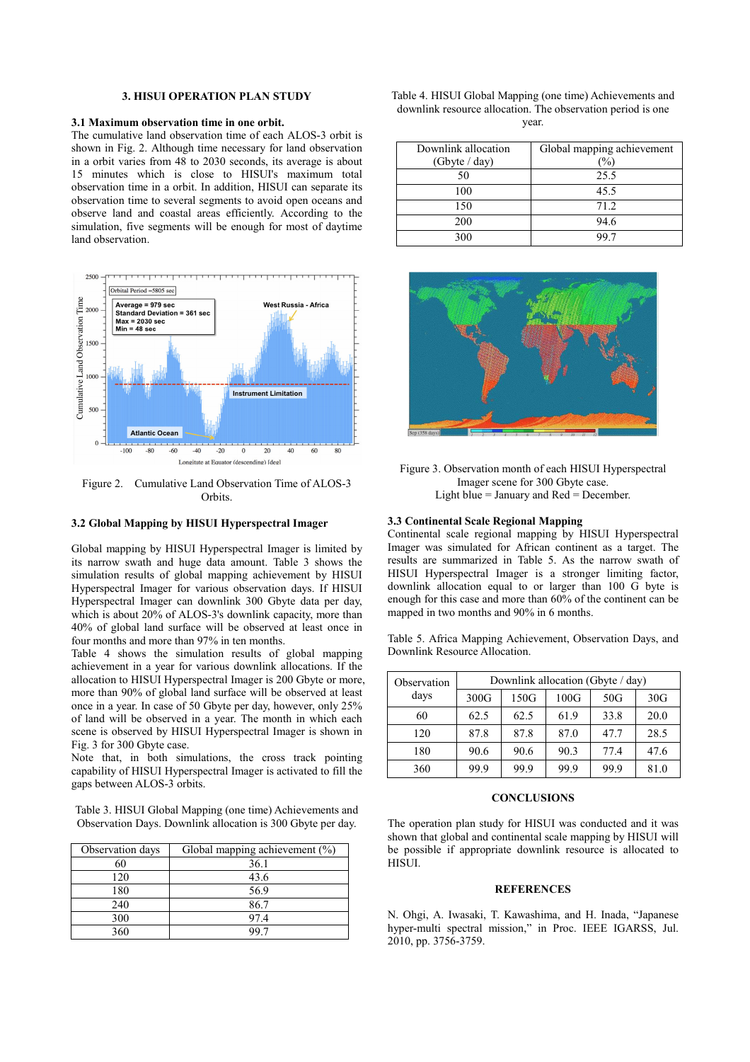## 3. HISUI OPERATION PLAN STUDY

### 3.1 Maximum observation time in one orbit.

The cumulative land observation time of each ALOS-3 orbit is shown in Fig. 2. Although time necessary for land observation in a orbit varies from 48 to 2030 seconds, its average is about 15 minutes which is close to HISUI's maximum total observation time in a orbit. In addition, HISUI can separate its observation time to several segments to avoid open oceans and observe land and coastal areas efficiently. According to the simulation, five segments will be enough for most of daytime land observation.

Orbital Period =5805 sec
Average = 979 sec
Standard Deviation = 361 sec
Max = 2030 sec
Min = 48 sec
West Russia - Africa
Instrument Limitation
Atlantic Ocean
Cumulative Land Observation Time
Longitude at Equator (descending) [deg]
2500
2000
1500
1000
500
0
-100 -80 -60 -40 -20 0 20 40 60 80

Figure 2. Cumulative Land Observation Time of ALOS-3 Orbits.

### 3.2 Global Mapping by HISUI Hyperspectral Imager

Global mapping by HISUI Hyperspectral Imager is limited by its narrow swath and huge data amount. Table 3 shows the simulation results of global mapping achievement by HISUI Hyperspectral Imager for various observation days. If HISUI Hyperspectral Imager can downlink 300 Gbyte data per day, which is about 20% of ALOS-3's downlink capacity, more than 40% of global land surface will be observed at least once in four months and more than 97% in ten months.

Table 4 shows the simulation results of global mapping achievement in a year for various downlink allocations. If the allocation to HISUI Hyperspectral Imager is 200 Gbyte or more, more than 90% of global land surface will be observed at least once in a year. In case of 50 Gbyte per day, however, only 25% of land will be observed in a year. The month in which each scene is observed by HISUI Hyperspectral Imager is shown in Fig. 3 for 300 Gbyte case.

Note that, in both simulations, the cross track pointing capability of HISUI Hyperspectral Imager is activated to fill the gaps between ALOS-3 orbits.

Table 3. HISUI Global Mapping (one time) Achievements and Observation Days. Downlink allocation is 300 Gbyte per day.

| Observation days | Global mapping achievement (%) |
|---|---|
| 60 | 36.1 |
| 120 | 43.6 |
| 180 | 56.9 |
| 240 | 86.7 |
| 300 | 97.4 |
| 360 | 99.7 |

Table 4. HISUI Global Mapping (one time) Achievements and downlink resource allocation. The observation period is one year.

| Downlink allocation (Gbyte / day) | Global mapping achievement (%) |
|---|---|
| 50 | 25.5 |
| 100 | 45.5 |
| 150 | 71.2 |
| 200 | 94.6 |
| 300 | 99.7 |

Sep (358 days)
1 2 3 4 5 6 7 8 9 10 11 12

Figure 3. Observation month of each HISUI Hyperspectral Imager scene for 300 Gbyte case.
Light blue = January and Red = December.

### 3.3 Continental Scale Regional Mapping

Continental scale regional mapping by HISUI Hyperspectral Imager was simulated for African continent as a target. The results are summarized in Table 5. As the narrow swath of HISUI Hyperspectral Imager is a stronger limiting factor, downlink allocation equal to or larger than 100 G byte is enough for this case and more than 60% of the continent can be mapped in two months and 90% in 6 months.

Table 5. Africa Mapping Achievement, Observation Days, and Downlink Resource Allocation.

| Observation days | Downlink allocation (Gbyte / day) | | | | |
|---|---|---|---|---|---|
| | 300G | 150G | 100G | 50G | 30G |
| 60 | 62.5 | 62.5 | 61.9 | 33.8 | 20.0 |
| 120 | 87.8 | 87.8 | 87.0 | 47.7 | 28.5 |
| 180 | 90.6 | 90.6 | 90.3 | 77.4 | 47.6 |
| 360 | 99.9 | 99.9 | 99.9 | 99.9 | 81.0 |

## CONCLUSIONS

The operation plan study for HISUI was conducted and it was shown that global and continental scale mapping by HISUI will be possible if appropriate downlink resource is allocated to HISUI.

## REFERENCES

N. Ohgi, A. Iwasaki, T. Kawashima, and H. Inada, "Japanese hyper-multi spectral mission," in Proc. IEEE IGARSS, Jul. 2010, pp. 3756-3759.